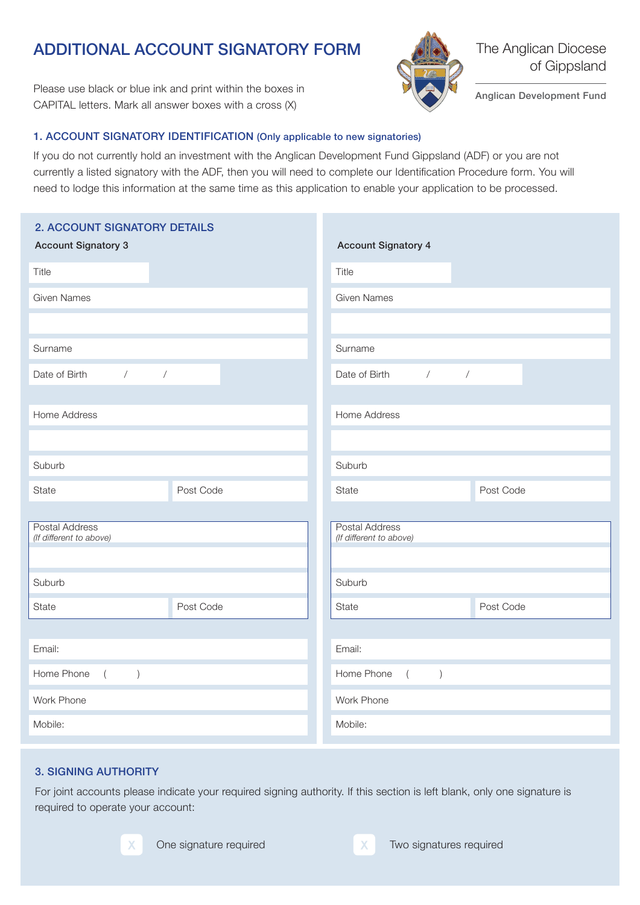# ADDITIONAL ACCOUNT SIGNATORY FORM

The Anglican Diocese of Gippsland

Anglican Development Fund

Please use black or blue ink and print within the boxes in CAPITAL letters. Mark all answer boxes with a cross (X)

## 1. ACCOUNT SIGNATORY IDENTIFICATION (Only applicable to new signatories)

If you do not currently hold an investment with the Anglican Development Fund Gippsland (ADF) or you are not currently a listed signatory with the ADF, then you will need to complete our Identification Procedure form. You will need to lodge this information at the same time as this application to enable your application to be processed.

## 2. ACCOUNT SIGNATORY DETAILS

| Account Signatory 3 | | Account Signatory 4 | |
|---|---|---|---|
| Title | | Title | |
| Given Names | | Given Names | |
| | | | |
| Surname | | Surname | |
| Date of Birth / / | | Date of Birth / / | |
| Home Address | | Home Address | |
| | | | |
| Suburb | | Suburb | |
| State | Post Code | State | Post Code |
| Postal Address *(If different to above)* | | Postal Address *(If different to above)* | |
| | | | |
| Suburb | | Suburb | |
| State | Post Code | State | Post Code |
| Email: | | Email: | |
| Home Phone ( ) | | Home Phone ( ) | |
| Work Phone | | Work Phone | |
| Mobile: | | Mobile: | |

## 3. SIGNING AUTHORITY

For joint accounts please indicate your required signing authority. If this section is left blank, only one signature is required to operate your account:

☐ One signature required ☐ Two signatures required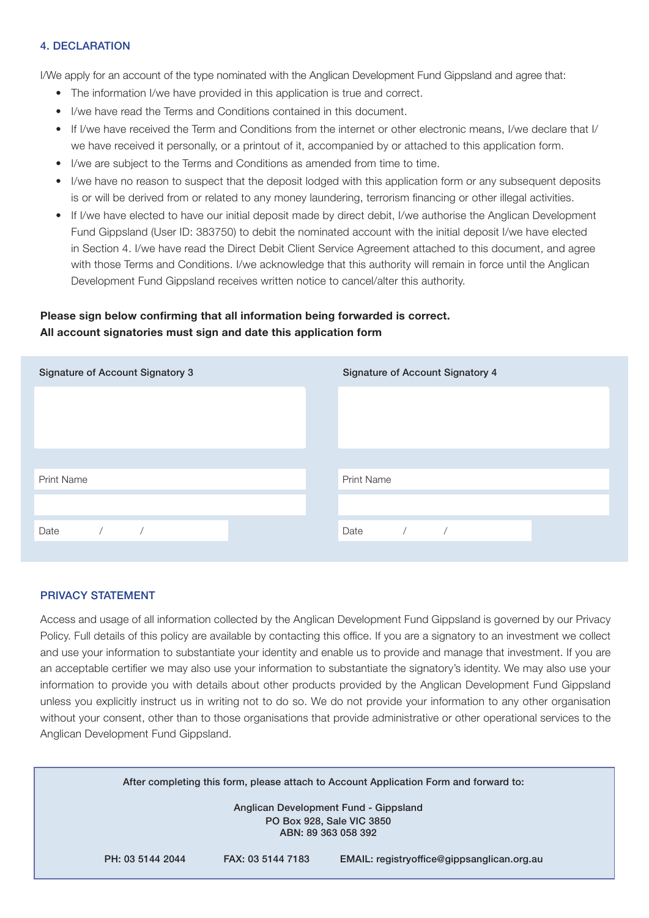## 4. DECLARATION

I/We apply for an account of the type nominated with the Anglican Development Fund Gippsland and agree that:

- The information I/we have provided in this application is true and correct.
- I/we have read the Terms and Conditions contained in this document.
- If I/we have received the Term and Conditions from the internet or other electronic means, I/we declare that I/we have received it personally, or a printout of it, accompanied by or attached to this application form.
- I/we are subject to the Terms and Conditions as amended from time to time.
- I/we have no reason to suspect that the deposit lodged with this application form or any subsequent deposits is or will be derived from or related to any money laundering, terrorism financing or other illegal activities.
- If I/we have elected to have our initial deposit made by direct debit, I/we authorise the Anglican Development Fund Gippsland (User ID: 383750) to debit the nominated account with the initial deposit I/we have elected in Section 4. I/we have read the Direct Debit Client Service Agreement attached to this document, and agree with those Terms and Conditions. I/we acknowledge that this authority will remain in force until the Anglican Development Fund Gippsland receives written notice to cancel/alter this authority.

**Please sign below confirming that all information being forwarded is correct.**
**All account signatories must sign and date this application form**

| Signature of Account Signatory 3 | Signature of Account Signatory 4 |
|---|---|
| | |
| Print Name | Print Name |
| | |
| Date / / | Date / / |

## PRIVACY STATEMENT

Access and usage of all information collected by the Anglican Development Fund Gippsland is governed by our Privacy Policy. Full details of this policy are available by contacting this office. If you are a signatory to an investment we collect and use your information to substantiate your identity and enable us to provide and manage that investment. If you are an acceptable certifier we may also use your information to substantiate the signatory's identity. We may also use your information to provide you with details about other products provided by the Anglican Development Fund Gippsland unless you explicitly instruct us in writing not to do so. We do not provide your information to any other organisation without your consent, other than to those organisations that provide administrative or other operational services to the Anglican Development Fund Gippsland.

After completing this form, please attach to Account Application Form and forward to:

Anglican Development Fund - Gippsland
PO Box 928, Sale VIC 3850
ABN: 89 363 058 392

PH: 03 5144 2044 FAX: 03 5144 7183 EMAIL: registryoffice@gippsanglican.org.au